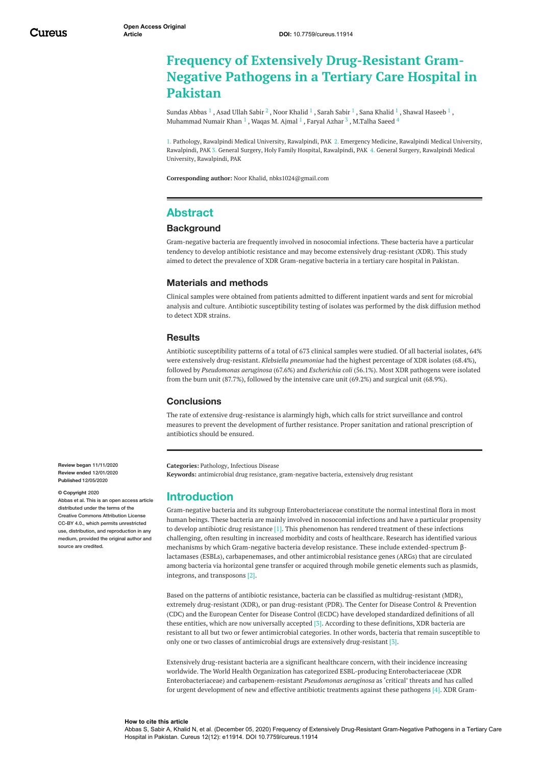Open Access Original Article

DOI: 10.7759/cureus.11914

# Frequency of Extensively Drug-Resistant Gram-Negative Pathogens in a Tertiary Care Hospital in Pakistan

Sundas Abbas [1] , Asad Ullah Sabir [2] , Noor Khalid [1] , Sarah Sabir [1] , Sana Khalid [1] , Shawal Haseeb [1] , Muhammad Numair Khan [1] , Waqas M. Ajmal [1] , Faryal Azhar [3] , M.Talha Saeed [4]

1. Pathology, Rawalpindi Medical University, Rawalpindi, PAK 2. Emergency Medicine, Rawalpindi Medical University, Rawalpindi, PAK 3. General Surgery, Holy Family Hospital, Rawalpindi, PAK 4. General Surgery, Rawalpindi Medical University, Rawalpindi, PAK

**Corresponding author:** Noor Khalid, nbks1024@gmail.com

## Abstract

### Background

Gram-negative bacteria are frequently involved in nosocomial infections. These bacteria have a particular tendency to develop antibiotic resistance and may become extensively drug-resistant (XDR). This study aimed to detect the prevalence of XDR Gram-negative bacteria in a tertiary care hospital in Pakistan.

### Materials and methods

Clinical samples were obtained from patients admitted to different inpatient wards and sent for microbial analysis and culture. Antibiotic susceptibility testing of isolates was performed by the disk diffusion method to detect XDR strains.

### Results

Antibiotic susceptibility patterns of a total of 673 clinical samples were studied. Of all bacterial isolates, 64% were extensively drug-resistant. *Klebsiella pneumoniae* had the highest percentage of XDR isolates (68.4%), followed by *Pseudomonas aeruginosa* (67.6%) and *Escherichia coli* (56.1%). Most XDR pathogens were isolated from the burn unit (87.7%), followed by the intensive care unit (69.2%) and surgical unit (68.9%).

### Conclusions

The rate of extensive drug-resistance is alarmingly high, which calls for strict surveillance and control measures to prevent the development of further resistance. Proper sanitation and rational prescription of antibiotics should be ensured.

**Review began** 11/11/2020
**Review ended** 12/01/2020
**Published** 12/05/2020

**© Copyright** 2020
Abbas et al. This is an open access article distributed under the terms of the Creative Commons Attribution License CC-BY 4.0., which permits unrestricted use, distribution, and reproduction in any medium, provided the original author and source are credited.

**Categories:** Pathology, Infectious Disease
**Keywords:** antimicrobial drug resistance, gram-negative bacteria, extensively drug resistant

## Introduction

Gram-negative bacteria and its subgroup Enterobacteriaceae constitute the normal intestinal flora in most human beings. These bacteria are mainly involved in nosocomial infections and have a particular propensity to develop antibiotic drug resistance [1]. This phenomenon has rendered treatment of these infections challenging, often resulting in increased morbidity and costs of healthcare. Research has identified various mechanisms by which Gram-negative bacteria develop resistance. These include extended-spectrum β-lactamases (ESBLs), carbapenemases, and other antimicrobial resistance genes (ARGs) that are circulated among bacteria via horizontal gene transfer or acquired through mobile genetic elements such as plasmids, integrons, and transposons [2].

Based on the patterns of antibiotic resistance, bacteria can be classified as multidrug-resistant (MDR), extremely drug-resistant (XDR), or pan drug-resistant (PDR). The Center for Disease Control & Prevention (CDC) and the European Center for Disease Control (ECDC) have developed standardized definitions of all these entities, which are now universally accepted [3]. According to these definitions, XDR bacteria are resistant to all but two or fewer antimicrobial categories. In other words, bacteria that remain susceptible to only one or two classes of antimicrobial drugs are extensively drug-resistant [3].

Extensively drug-resistant bacteria are a significant healthcare concern, with their incidence increasing worldwide. The World Health Organization has categorized ESBL-producing Enterobacteriaceae (XDR Enterobacteriaceae) and carbapenem-resistant *Pseudomonas aeruginosa* as 'critical' threats and has called for urgent development of new and effective antibiotic treatments against these pathogens [4]. XDR Gram-

**How to cite this article**
Abbas S, Sabir A, Khalid N, et al. (December 05, 2020) Frequency of Extensively Drug-Resistant Gram-Negative Pathogens in a Tertiary Care Hospital in Pakistan. Cureus 12(12): e11914. DOI 10.7759/cureus.11914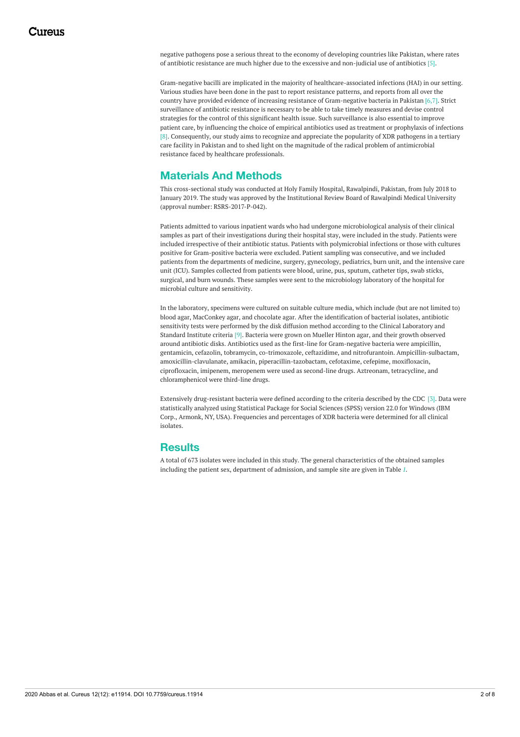negative pathogens pose a serious threat to the economy of developing countries like Pakistan, where rates of antibiotic resistance are much higher due to the excessive and non-judicial use of antibiotics [5].

Gram-negative bacilli are implicated in the majority of healthcare-associated infections (HAI) in our setting. Various studies have been done in the past to report resistance patterns, and reports from all over the country have provided evidence of increasing resistance of Gram-negative bacteria in Pakistan [6,7]. Strict surveillance of antibiotic resistance is necessary to be able to take timely measures and devise control strategies for the control of this significant health issue. Such surveillance is also essential to improve patient care, by influencing the choice of empirical antibiotics used as treatment or prophylaxis of infections [8]. Consequently, our study aims to recognize and appreciate the popularity of XDR pathogens in a tertiary care facility in Pakistan and to shed light on the magnitude of the radical problem of antimicrobial resistance faced by healthcare professionals.

## Materials And Methods

This cross-sectional study was conducted at Holy Family Hospital, Rawalpindi, Pakistan, from July 2018 to January 2019. The study was approved by the Institutional Review Board of Rawalpindi Medical University (approval number: RSRS-2017-P-042).

Patients admitted to various inpatient wards who had undergone microbiological analysis of their clinical samples as part of their investigations during their hospital stay, were included in the study. Patients were included irrespective of their antibiotic status. Patients with polymicrobial infections or those with cultures positive for Gram-positive bacteria were excluded. Patient sampling was consecutive, and we included patients from the departments of medicine, surgery, gynecology, pediatrics, burn unit, and the intensive care unit (ICU). Samples collected from patients were blood, urine, pus, sputum, catheter tips, swab sticks, surgical, and burn wounds. These samples were sent to the microbiology laboratory of the hospital for microbial culture and sensitivity.

In the laboratory, specimens were cultured on suitable culture media, which include (but are not limited to) blood agar, MacConkey agar, and chocolate agar. After the identification of bacterial isolates, antibiotic sensitivity tests were performed by the disk diffusion method according to the Clinical Laboratory and Standard Institute criteria [9]. Bacteria were grown on Mueller Hinton agar, and their growth observed around antibiotic disks. Antibiotics used as the first-line for Gram-negative bacteria were ampicillin, gentamicin, cefazolin, tobramycin, co-trimoxazole, ceftazidime, and nitrofurantoin. Ampicillin-sulbactam, amoxicillin-clavulanate, amikacin, piperacillin-tazobactam, cefotaxime, cefepime, moxifloxacin, ciprofloxacin, imipenem, meropenem were used as second-line drugs. Aztreonam, tetracycline, and chloramphenicol were third-line drugs.

Extensively drug-resistant bacteria were defined according to the criteria described by the CDC [3]. Data were statistically analyzed using Statistical Package for Social Sciences (SPSS) version 22.0 for Windows (IBM Corp., Armonk, NY, USA). Frequencies and percentages of XDR bacteria were determined for all clinical isolates.

## Results

A total of 673 isolates were included in this study. The general characteristics of the obtained samples including the patient sex, department of admission, and sample site are given in Table *1*.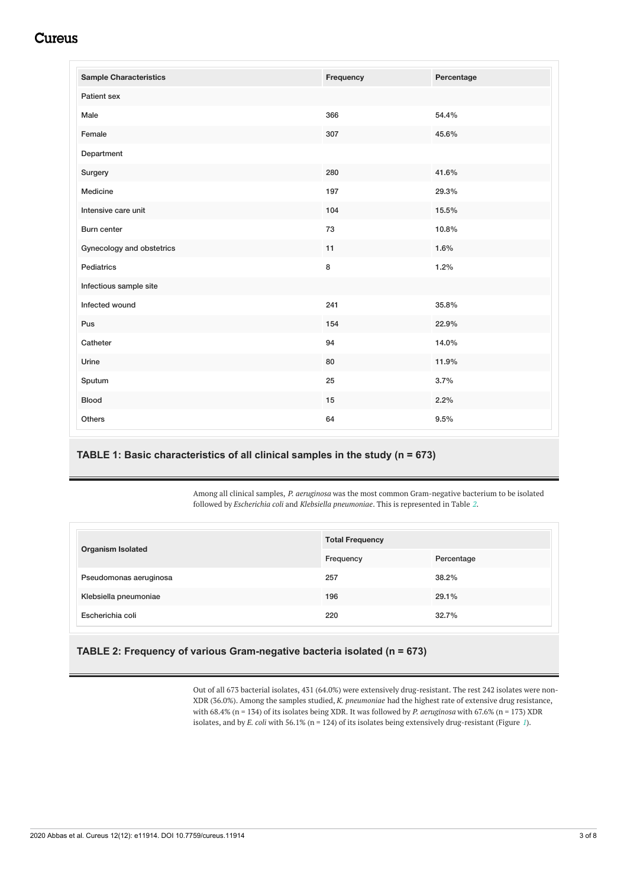| Sample Characteristics | Frequency | Percentage |
|---|---|---|
| Patient sex | | |
| Male | 366 | 54.4% |
| Female | 307 | 45.6% |
| Department | | |
| Surgery | 280 | 41.6% |
| Medicine | 197 | 29.3% |
| Intensive care unit | 104 | 15.5% |
| Burn center | 73 | 10.8% |
| Gynecology and obstetrics | 11 | 1.6% |
| Pediatrics | 8 | 1.2% |
| Infectious sample site | | |
| Infected wound | 241 | 35.8% |
| Pus | 154 | 22.9% |
| Catheter | 94 | 14.0% |
| Urine | 80 | 11.9% |
| Sputum | 25 | 3.7% |
| Blood | 15 | 2.2% |
| Others | 64 | 9.5% |

**TABLE 1: Basic characteristics of all clinical samples in the study (n = 673)**

Among all clinical samples, *P. aeruginosa* was the most common Gram-negative bacterium to be isolated followed by *Escherichia coli* and *Klebsiella pneumoniae*. This is represented in Table 2.

| Organism Isolated | Total Frequency | |
|---|---|---|
| | Frequency | Percentage |
| Pseudomonas aeruginosa | 257 | 38.2% |
| Klebsiella pneumoniae | 196 | 29.1% |
| Escherichia coli | 220 | 32.7% |

**TABLE 2: Frequency of various Gram-negative bacteria isolated (n = 673)**

Out of all 673 bacterial isolates, 431 (64.0%) were extensively drug-resistant. The rest 242 isolates were non-XDR (36.0%). Among the samples studied, *K. pneumoniae* had the highest rate of extensive drug resistance, with 68.4% (n = 134) of its isolates being XDR. It was followed by *P. aeruginosa* with 67.6% (n = 173) XDR isolates, and by *E. coli* with 56.1% (n = 124) of its isolates being extensively drug-resistant (Figure 1).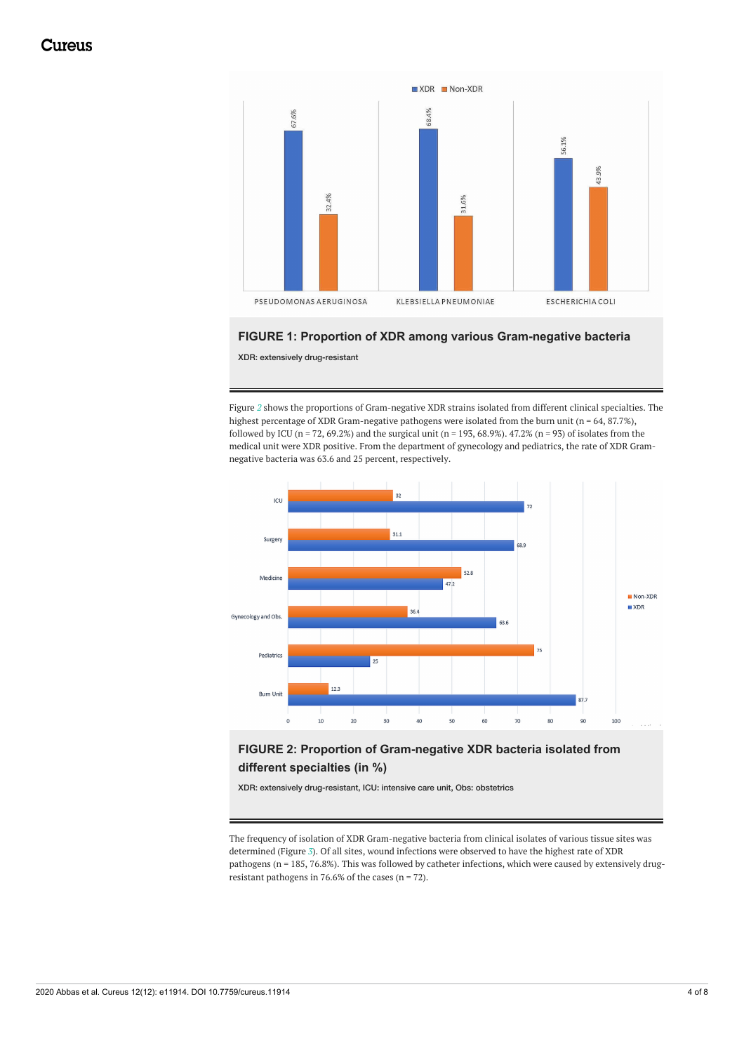**FIGURE 1: Proportion of XDR among various Gram-negative bacteria**

XDR: extensively drug-resistant

Figure 2 shows the proportions of Gram-negative XDR strains isolated from different clinical specialties. The highest percentage of XDR Gram-negative pathogens were isolated from the burn unit (n = 64, 87.7%), followed by ICU (n = 72, 69.2%) and the surgical unit (n = 193, 68.9%). 47.2% (n = 93) of isolates from the medical unit were XDR positive. From the department of gynecology and pediatrics, the rate of XDR Gram-negative bacteria was 63.6 and 25 percent, respectively.

**FIGURE 2: Proportion of Gram-negative XDR bacteria isolated from different specialties (in %)**

XDR: extensively drug-resistant, ICU: intensive care unit, Obs: obstetrics

The frequency of isolation of XDR Gram-negative bacteria from clinical isolates of various tissue sites was determined (Figure 3). Of all sites, wound infections were observed to have the highest rate of XDR pathogens (n = 185, 76.8%). This was followed by catheter infections, which were caused by extensively drug-resistant pathogens in 76.6% of the cases (n = 72).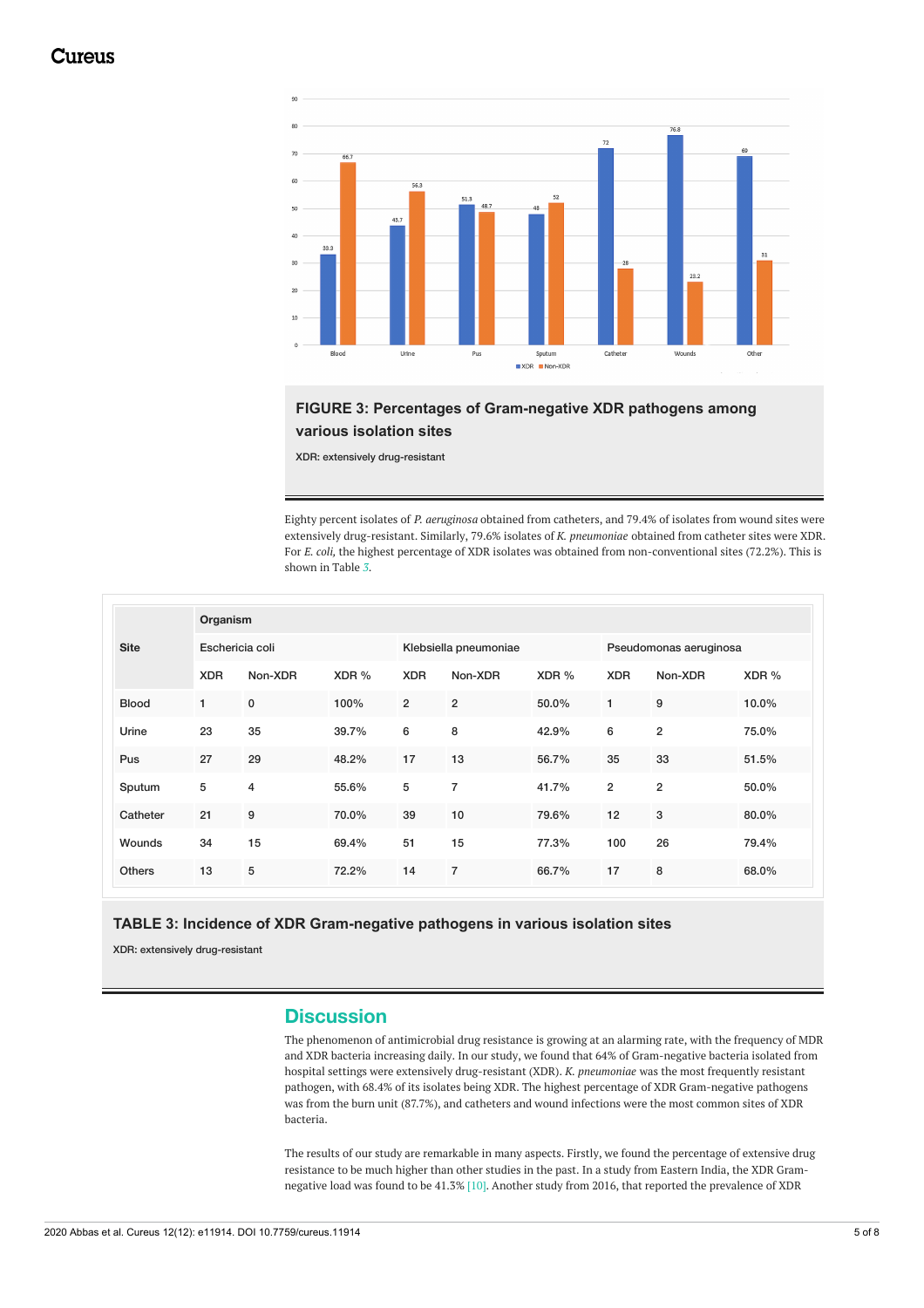**FIGURE 3: Percentages of Gram-negative XDR pathogens among various isolation sites**

XDR: extensively drug-resistant

Eighty percent isolates of *P. aeruginosa* obtained from catheters, and 79.4% of isolates from wound sites were extensively drug-resistant. Similarly, 79.6% isolates of *K. pneumoniae* obtained from catheter sites were XDR. For *E. coli,* the highest percentage of XDR isolates was obtained from non-conventional sites (72.2%). This is shown in Table 3.

| Site | Organism | | | | | | | | |
|---|---|---|---|---|---|---|---|---|---|
| | Eschericia coli | | | Klebsiella pneumoniae | | | Pseudomonas aeruginosa | | |
| | XDR | Non-XDR | XDR % | XDR | Non-XDR | XDR % | XDR | Non-XDR | XDR % |
| Blood | 1 | 0 | 100% | 2 | 2 | 50.0% | 1 | 9 | 10.0% |
| Urine | 23 | 35 | 39.7% | 6 | 8 | 42.9% | 6 | 2 | 75.0% |
| Pus | 27 | 29 | 48.2% | 17 | 13 | 56.7% | 35 | 33 | 51.5% |
| Sputum | 5 | 4 | 55.6% | 5 | 7 | 41.7% | 2 | 2 | 50.0% |
| Catheter | 21 | 9 | 70.0% | 39 | 10 | 79.6% | 12 | 3 | 80.0% |
| Wounds | 34 | 15 | 69.4% | 51 | 15 | 77.3% | 100 | 26 | 79.4% |
| Others | 13 | 5 | 72.2% | 14 | 7 | 66.7% | 17 | 8 | 68.0% |

**TABLE 3: Incidence of XDR Gram-negative pathogens in various isolation sites**

XDR: extensively drug-resistant

## Discussion

The phenomenon of antimicrobial drug resistance is growing at an alarming rate, with the frequency of MDR and XDR bacteria increasing daily. In our study, we found that 64% of Gram-negative bacteria isolated from hospital settings were extensively drug-resistant (XDR). *K. pneumoniae* was the most frequently resistant pathogen, with 68.4% of its isolates being XDR. The highest percentage of XDR Gram-negative pathogens was from the burn unit (87.7%), and catheters and wound infections were the most common sites of XDR bacteria.

The results of our study are remarkable in many aspects. Firstly, we found the percentage of extensive drug resistance to be much higher than other studies in the past. In a study from Eastern India, the XDR Gram-negative load was found to be 41.3% [10]. Another study from 2016, that reported the prevalence of XDR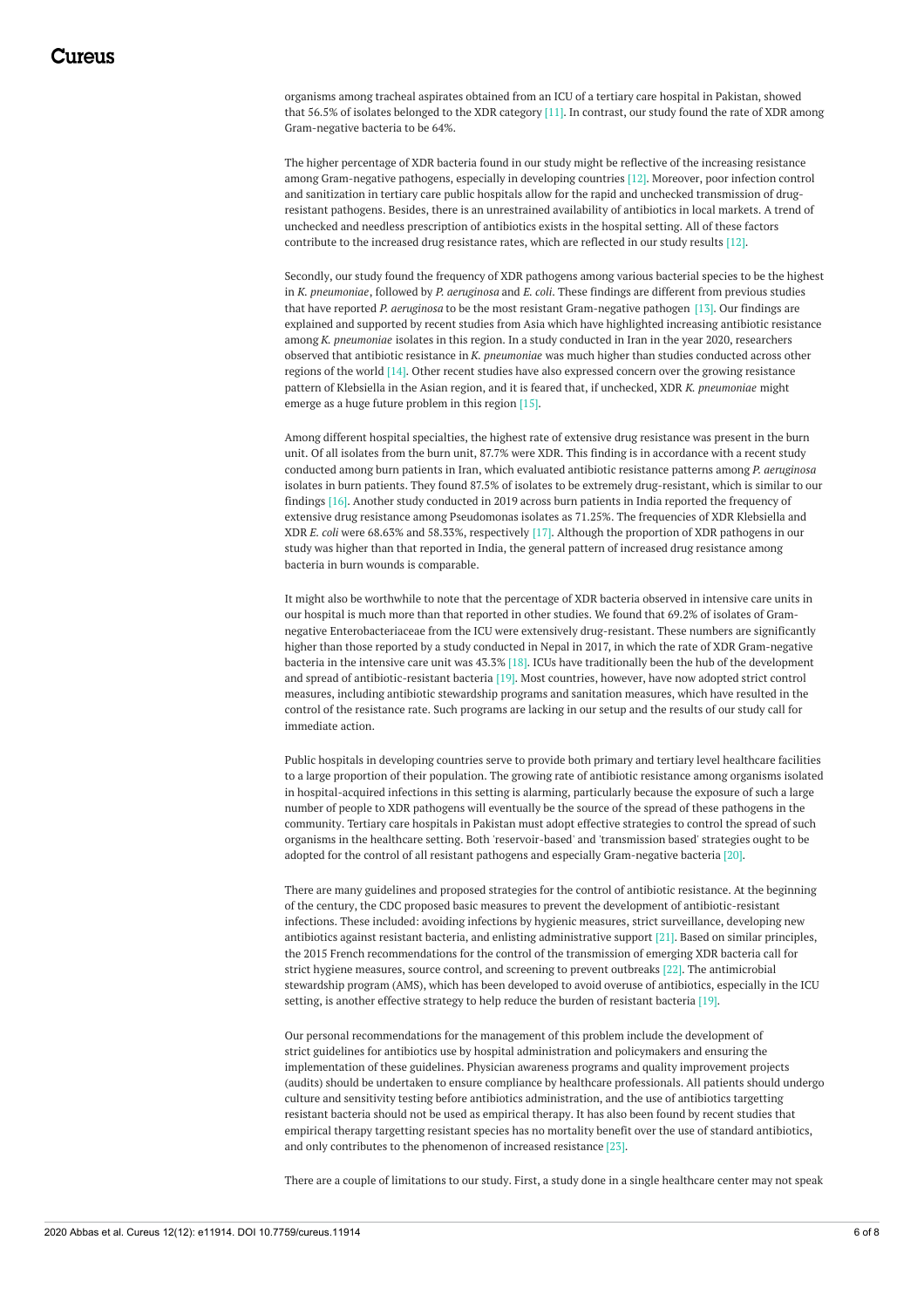organisms among tracheal aspirates obtained from an ICU of a tertiary care hospital in Pakistan, showed that 56.5% of isolates belonged to the XDR category [11]. In contrast, our study found the rate of XDR among Gram-negative bacteria to be 64%.

The higher percentage of XDR bacteria found in our study might be reflective of the increasing resistance among Gram-negative pathogens, especially in developing countries [12]. Moreover, poor infection control and sanitization in tertiary care public hospitals allow for the rapid and unchecked transmission of drug-resistant pathogens. Besides, there is an unrestrained availability of antibiotics in local markets. A trend of unchecked and needless prescription of antibiotics exists in the hospital setting. All of these factors contribute to the increased drug resistance rates, which are reflected in our study results [12].

Secondly, our study found the frequency of XDR pathogens among various bacterial species to be the highest in *K. pneumoniae*, followed by *P. aeruginosa* and *E. coli*. These findings are different from previous studies that have reported *P. aeruginosa* to be the most resistant Gram-negative pathogen [13]. Our findings are explained and supported by recent studies from Asia which have highlighted increasing antibiotic resistance among *K. pneumoniae* isolates in this region. In a study conducted in Iran in the year 2020, researchers observed that antibiotic resistance in *K. pneumoniae* was much higher than studies conducted across other regions of the world [14]. Other recent studies have also expressed concern over the growing resistance pattern of Klebsiella in the Asian region, and it is feared that, if unchecked, XDR *K. pneumoniae* might emerge as a huge future problem in this region [15].

Among different hospital specialties, the highest rate of extensive drug resistance was present in the burn unit. Of all isolates from the burn unit, 87.7% were XDR. This finding is in accordance with a recent study conducted among burn patients in Iran, which evaluated antibiotic resistance patterns among *P. aeruginosa* isolates in burn patients. They found 87.5% of isolates to be extremely drug-resistant, which is similar to our findings [16]. Another study conducted in 2019 across burn patients in India reported the frequency of extensive drug resistance among Pseudomonas isolates as 71.25%. The frequencies of XDR Klebsiella and XDR *E. coli* were 68.63% and 58.33%, respectively [17]. Although the proportion of XDR pathogens in our study was higher than that reported in India, the general pattern of increased drug resistance among bacteria in burn wounds is comparable.

It might also be worthwhile to note that the percentage of XDR bacteria observed in intensive care units in our hospital is much more than that reported in other studies. We found that 69.2% of isolates of Gram-negative Enterobacteriaceae from the ICU were extensively drug-resistant. These numbers are significantly higher than those reported by a study conducted in Nepal in 2017, in which the rate of XDR Gram-negative bacteria in the intensive care unit was 43.3% [18]. ICUs have traditionally been the hub of the development and spread of antibiotic-resistant bacteria [19]. Most countries, however, have now adopted strict control measures, including antibiotic stewardship programs and sanitation measures, which have resulted in the control of the resistance rate. Such programs are lacking in our setup and the results of our study call for immediate action.

Public hospitals in developing countries serve to provide both primary and tertiary level healthcare facilities to a large proportion of their population. The growing rate of antibiotic resistance among organisms isolated in hospital-acquired infections in this setting is alarming, particularly because the exposure of such a large number of people to XDR pathogens will eventually be the source of the spread of these pathogens in the community. Tertiary care hospitals in Pakistan must adopt effective strategies to control the spread of such organisms in the healthcare setting. Both 'reservoir-based' and 'transmission based' strategies ought to be adopted for the control of all resistant pathogens and especially Gram-negative bacteria [20].

There are many guidelines and proposed strategies for the control of antibiotic resistance. At the beginning of the century, the CDC proposed basic measures to prevent the development of antibiotic-resistant infections. These included: avoiding infections by hygienic measures, strict surveillance, developing new antibiotics against resistant bacteria, and enlisting administrative support [21]. Based on similar principles, the 2015 French recommendations for the control of the transmission of emerging XDR bacteria call for strict hygiene measures, source control, and screening to prevent outbreaks [22]. The antimicrobial stewardship program (AMS), which has been developed to avoid overuse of antibiotics, especially in the ICU setting, is another effective strategy to help reduce the burden of resistant bacteria [19].

Our personal recommendations for the management of this problem include the development of strict guidelines for antibiotics use by hospital administration and policymakers and ensuring the implementation of these guidelines. Physician awareness programs and quality improvement projects (audits) should be undertaken to ensure compliance by healthcare professionals. All patients should undergo culture and sensitivity testing before antibiotics administration, and the use of antibiotics targetting resistant bacteria should not be used as empirical therapy. It has also been found by recent studies that empirical therapy targetting resistant species has no mortality benefit over the use of standard antibiotics, and only contributes to the phenomenon of increased resistance [23].

There are a couple of limitations to our study. First, a study done in a single healthcare center may not speak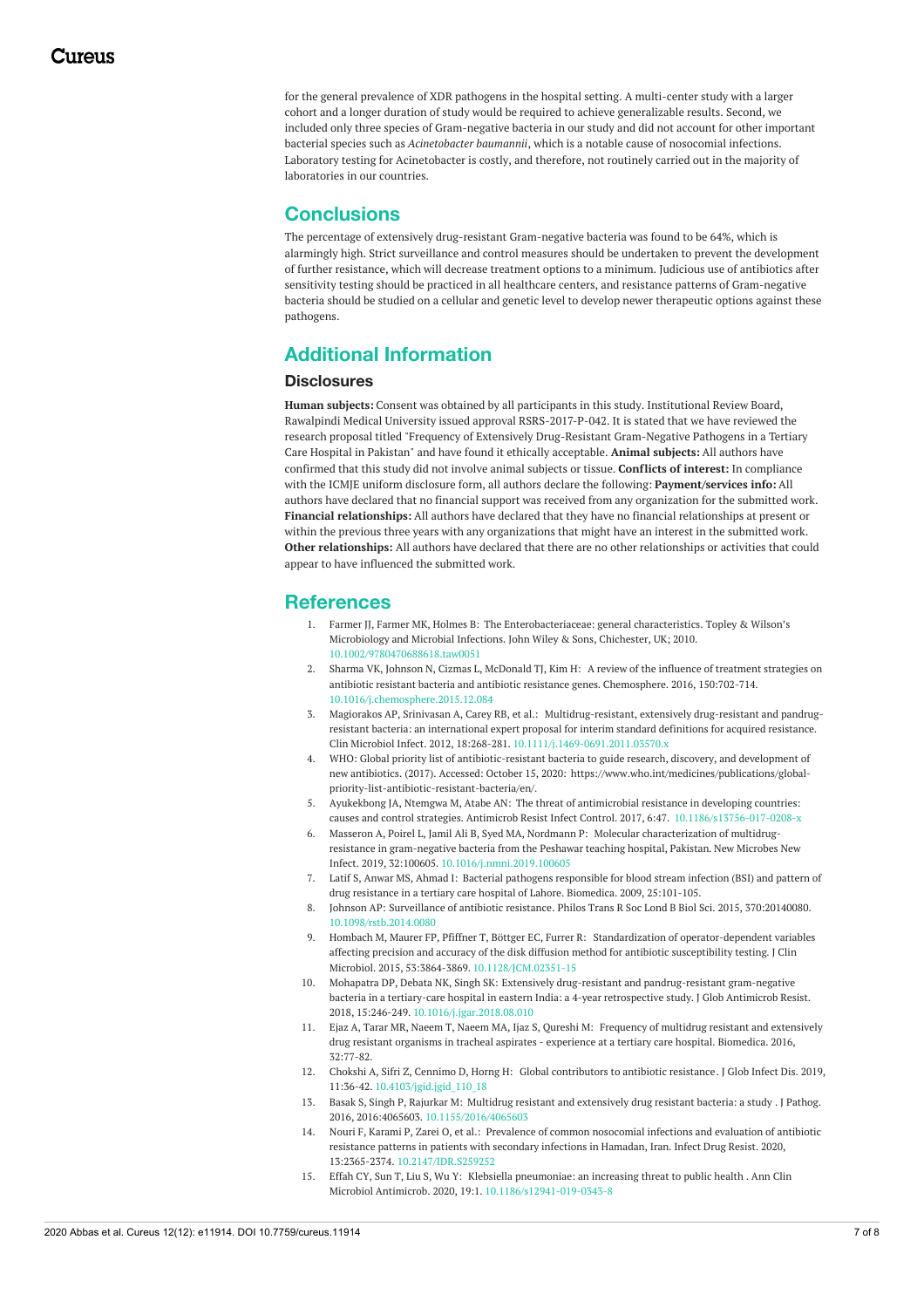for the general prevalence of XDR pathogens in the hospital setting. A multi-center study with a larger cohort and a longer duration of study would be required to achieve generalizable results. Second, we included only three species of Gram-negative bacteria in our study and did not account for other important bacterial species such as *Acinetobacter baumannii*, which is a notable cause of nosocomial infections. Laboratory testing for Acinetobacter is costly, and therefore, not routinely carried out in the majority of laboratories in our countries.

## Conclusions

The percentage of extensively drug-resistant Gram-negative bacteria was found to be 64%, which is alarmingly high. Strict surveillance and control measures should be undertaken to prevent the development of further resistance, which will decrease treatment options to a minimum. Judicious use of antibiotics after sensitivity testing should be practiced in all healthcare centers, and resistance patterns of Gram-negative bacteria should be studied on a cellular and genetic level to develop newer therapeutic options against these pathogens.

## Additional Information

### Disclosures

**Human subjects:** Consent was obtained by all participants in this study. Institutional Review Board, Rawalpindi Medical University issued approval RSRS-2017-P-042. It is stated that we have reviewed the research proposal titled "Frequency of Extensively Drug-Resistant Gram-Negative Pathogens in a Tertiary Care Hospital in Pakistan" and have found it ethically acceptable. **Animal subjects:** All authors have confirmed that this study did not involve animal subjects or tissue. **Conflicts of interest:** In compliance with the ICMJE uniform disclosure form, all authors declare the following: **Payment/services info:** All authors have declared that no financial support was received from any organization for the submitted work. **Financial relationships:** All authors have declared that they have no financial relationships at present or within the previous three years with any organizations that might have an interest in the submitted work. **Other relationships:** All authors have declared that there are no other relationships or activities that could appear to have influenced the submitted work.

## References

1. Farmer JJ, Farmer MK, Holmes B: The Enterobacteriaceae: general characteristics. Topley & Wilson's Microbiology and Microbial Infections. John Wiley & Sons, Chichester, UK; 2010. 10.1002/9780470688618.taw0051
2. Sharma VK, Johnson N, Cizmas L, McDonald TJ, Kim H: A review of the influence of treatment strategies on antibiotic resistant bacteria and antibiotic resistance genes. Chemosphere. 2016, 150:702-714. 10.1016/j.chemosphere.2015.12.084
3. Magiorakos AP, Srinivasan A, Carey RB, et al.: Multidrug-resistant, extensively drug-resistant and pandrug-resistant bacteria: an international expert proposal for interim standard definitions for acquired resistance. Clin Microbiol Infect. 2012, 18:268-281. 10.1111/j.1469-0691.2011.03570.x
4. WHO: Global priority list of antibiotic-resistant bacteria to guide research, discovery, and development of new antibiotics. (2017). Accessed: October 15, 2020: https://www.who.int/medicines/publications/global-priority-list-antibiotic-resistant-bacteria/en/.
5. Ayukekbong JA, Ntemgwa M, Atabe AN: The threat of antimicrobial resistance in developing countries: causes and control strategies. Antimicrob Resist Infect Control. 2017, 6:47. 10.1186/s13756-017-0208-x
6. Masseron A, Poirel L, Jamil Ali B, Syed MA, Nordmann P: Molecular characterization of multidrug-resistance in gram-negative bacteria from the Peshawar teaching hospital, Pakistan. New Microbes New Infect. 2019, 32:100605. 10.1016/j.nmni.2019.100605
7. Latif S, Anwar MS, Ahmad I: Bacterial pathogens responsible for blood stream infection (BSI) and pattern of drug resistance in a tertiary care hospital of Lahore. Biomedica. 2009, 25:101-105.
8. Johnson AP: Surveillance of antibiotic resistance. Philos Trans R Soc Lond B Biol Sci. 2015, 370:20140080. 10.1098/rstb.2014.0080
9. Hombach M, Maurer FP, Pfiffner T, Böttger EC, Furrer R: Standardization of operator-dependent variables affecting precision and accuracy of the disk diffusion method for antibiotic susceptibility testing. J Clin Microbiol. 2015, 53:3864-3869. 10.1128/JCM.02351-15
10. Mohapatra DP, Debata NK, Singh SK: Extensively drug-resistant and pandrug-resistant gram-negative bacteria in a tertiary-care hospital in eastern India: a 4-year retrospective study. J Glob Antimicrob Resist. 2018, 15:246-249. 10.1016/j.jgar.2018.08.010
11. Ejaz A, Tarar MR, Naeem T, Naeem MA, Ijaz S, Qureshi M: Frequency of multidrug resistant and extensively drug resistant organisms in tracheal aspirates - experience at a tertiary care hospital. Biomedica. 2016, 32:77-82.
12. Chokshi A, Sifri Z, Cennimo D, Horng H: Global contributors to antibiotic resistance. J Glob Infect Dis. 2019, 11:36-42. 10.4103/jgid.jgid_110_18
13. Basak S, Singh P, Rajurkar M: Multidrug resistant and extensively drug resistant bacteria: a study . J Pathog. 2016, 2016:4065603. 10.1155/2016/4065603
14. Nouri F, Karami P, Zarei O, et al.: Prevalence of common nosocomial infections and evaluation of antibiotic resistance patterns in patients with secondary infections in Hamadan, Iran. Infect Drug Resist. 2020, 13:2365-2374. 10.2147/IDR.S259252
15. Effah CY, Sun T, Liu S, Wu Y: Klebsiella pneumoniae: an increasing threat to public health . Ann Clin Microbiol Antimicrob. 2020, 19:1. 10.1186/s12941-019-0343-8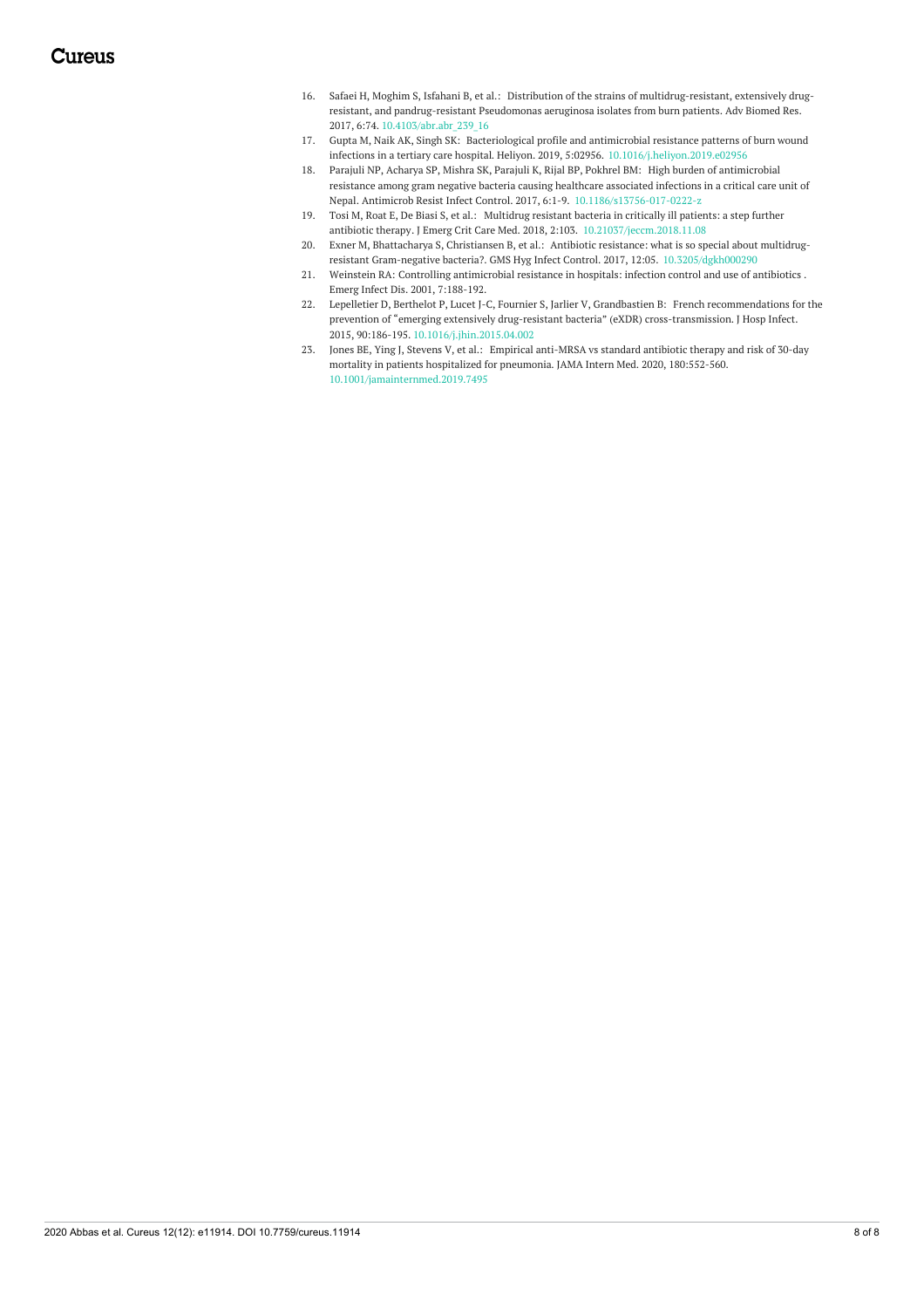16. Safaei H, Moghim S, Isfahani B, et al.: Distribution of the strains of multidrug-resistant, extensively drug-resistant, and pandrug-resistant Pseudomonas aeruginosa isolates from burn patients. Adv Biomed Res. 2017, 6:74. 10.4103/abr.abr_239_16
17. Gupta M, Naik AK, Singh SK: Bacteriological profile and antimicrobial resistance patterns of burn wound infections in a tertiary care hospital. Heliyon. 2019, 5:02956. 10.1016/j.heliyon.2019.e02956
18. Parajuli NP, Acharya SP, Mishra SK, Parajuli K, Rijal BP, Pokhrel BM: High burden of antimicrobial resistance among gram negative bacteria causing healthcare associated infections in a critical care unit of Nepal. Antimicrob Resist Infect Control. 2017, 6:1-9. 10.1186/s13756-017-0222-z
19. Tosi M, Roat E, De Biasi S, et al.: Multidrug resistant bacteria in critically ill patients: a step further antibiotic therapy. J Emerg Crit Care Med. 2018, 2:103. 10.21037/jeccm.2018.11.08
20. Exner M, Bhattacharya S, Christiansen B, et al.: Antibiotic resistance: what is so special about multidrug-resistant Gram-negative bacteria?. GMS Hyg Infect Control. 2017, 12:05. 10.3205/dgkh000290
21. Weinstein RA: Controlling antimicrobial resistance in hospitals: infection control and use of antibiotics . Emerg Infect Dis. 2001, 7:188-192.
22. Lepelletier D, Berthelot P, Lucet J-C, Fournier S, Jarlier V, Grandbastien B: French recommendations for the prevention of "emerging extensively drug-resistant bacteria" (eXDR) cross-transmission. J Hosp Infect. 2015, 90:186-195. 10.1016/j.jhin.2015.04.002
23. Jones BE, Ying J, Stevens V, et al.: Empirical anti-MRSA vs standard antibiotic therapy and risk of 30-day mortality in patients hospitalized for pneumonia. JAMA Intern Med. 2020, 180:552-560. 10.1001/jamainternmed.2019.7495